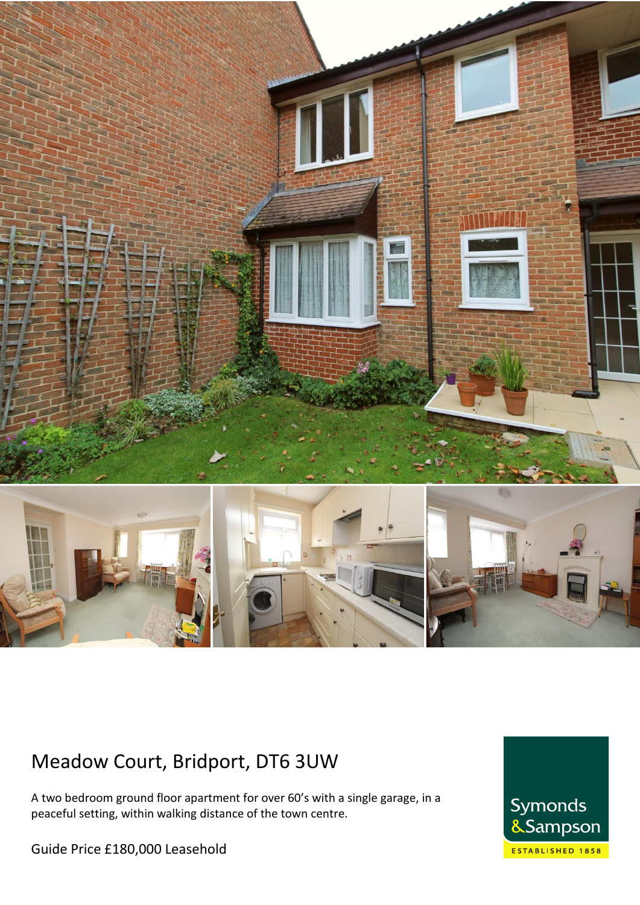# Meadow Court, Bridport, DT6 3UW

A two bedroom ground floor apartment for over 60's with a single garage, in a peaceful setting, within walking distance of the town centre.

Guide Price £180,000 Leasehold

Symonds & Sampson

ESTABLISHED 1858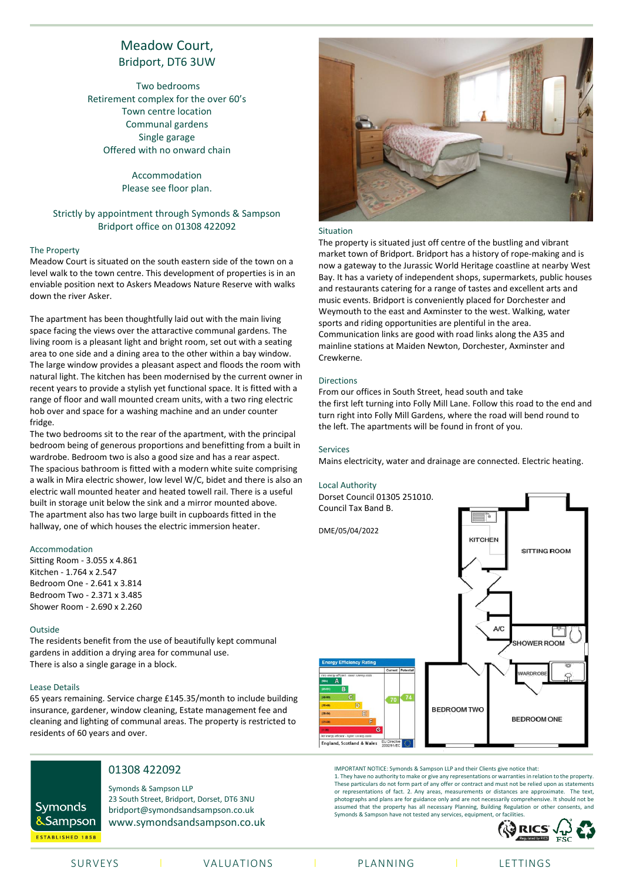# Meadow Court, Bridport, DT6 3UW

Two bedrooms
Retirement complex for the over 60's
Town centre location
Communal gardens
Single garage
Offered with no onward chain

Accommodation
Please see floor plan.

Strictly by appointment through Symonds & Sampson Bridport office on 01308 422092

## The Property

Meadow Court is situated on the south eastern side of the town on a level walk to the town centre. This development of properties is in an enviable position next to Askers Meadows Nature Reserve with walks down the river Asker.

The apartment has been thoughtfully laid out with the main living space facing the views over the attractive communal gardens. The living room is a pleasant light and bright room, set out with a seating area to one side and a dining area to the other within a bay window. The large window provides a pleasant aspect and floods the room with natural light. The kitchen has been modernised by the current owner in recent years to provide a stylish yet functional space. It is fitted with a range of floor and wall mounted cream units, with a two ring electric hob over and space for a washing machine and an under counter fridge.

The two bedrooms sit to the rear of the apartment, with the principal bedroom being of generous proportions and benefitting from a built in wardrobe. Bedroom two is also a good size and has a rear aspect. The spacious bathroom is fitted with a modern white suite comprising a walk in Mira electric shower, low level W/C, bidet and there is also an electric wall mounted heater and heated towell rail. There is a useful built in storage unit below the sink and a mirror mounted above. The apartment also has two large built in cupboards fitted in the hallway, one of which houses the electric immersion heater.

## Accommodation

Sitting Room - 3.055 x 4.861
Kitchen - 1.764 x 2.547
Bedroom One - 2.641 x 3.814
Bedroom Two - 2.371 x 3.485
Shower Room - 2.690 x 2.260

## Outside

The residents benefit from the use of beautifully kept communal gardens in addition a drying area for communal use.
There is also a single garage in a block.

## Lease Details

65 years remaining. Service charge £145.35/month to include building insurance, gardener, window cleaning, Estate management fee and cleaning and lighting of communal areas. The property is restricted to residents of 60 years and over.

## Situation

The property is situated just off centre of the bustling and vibrant market town of Bridport. Bridport has a history of rope-making and is now a gateway to the Jurassic World Heritage coastline at nearby West Bay. It has a variety of independent shops, supermarkets, public houses and restaurants catering for a range of tastes and excellent arts and music events. Bridport is conveniently placed for Dorchester and Weymouth to the east and Axminster to the west. Walking, water sports and riding opportunities are plentiful in the area. Communication links are good with road links along the A35 and mainline stations at Maiden Newton, Dorchester, Axminster and Crewkerne.

## Directions

From our offices in South Street, head south and take the first left turning into Folly Mill Lane. Follow this road to the end and turn right into Folly Mill Gardens, where the road will bend round to the left. The apartments will be found in front of you.

## Services

Mains electricity, water and drainage are connected. Electric heating.

## Local Authority

Dorset Council 01305 251010.
Council Tax Band B.

DME/05/04/2022

KITCHEN
SITTING ROOM
A/C
SHOWER ROOM
WARDROBE
BEDROOM TWO
BEDROOM ONE

Energy Efficiency Rating
Current 70
Potential 74
England, Scotland & Wales
EU Directive 2002/91/EC

01308 422092

Symonds & Sampson LLP
23 South Street, Bridport, Dorset, DT6 3NU
bridport@symondsandsampson.co.uk
www.symondsandsampson.co.uk

IMPORTANT NOTICE: Symonds & Sampson LLP and their Clients give notice that:
1. They have no authority to make or give any representations or warranties in relation to the property. These particulars do not form part of any offer or contract and must not be relied upon as statements or representations of fact. 2. Any areas, measurements or distances are approximate. The text, photographs and plans are for guidance only and are not necessarily comprehensive. It should not be assumed that the property has all necessary Planning, Building Regulation or other consents, and Symonds & Sampson have not tested any services, equipment, or facilities.

SURVEYS | VALUATIONS | PLANNING | LETTINGS